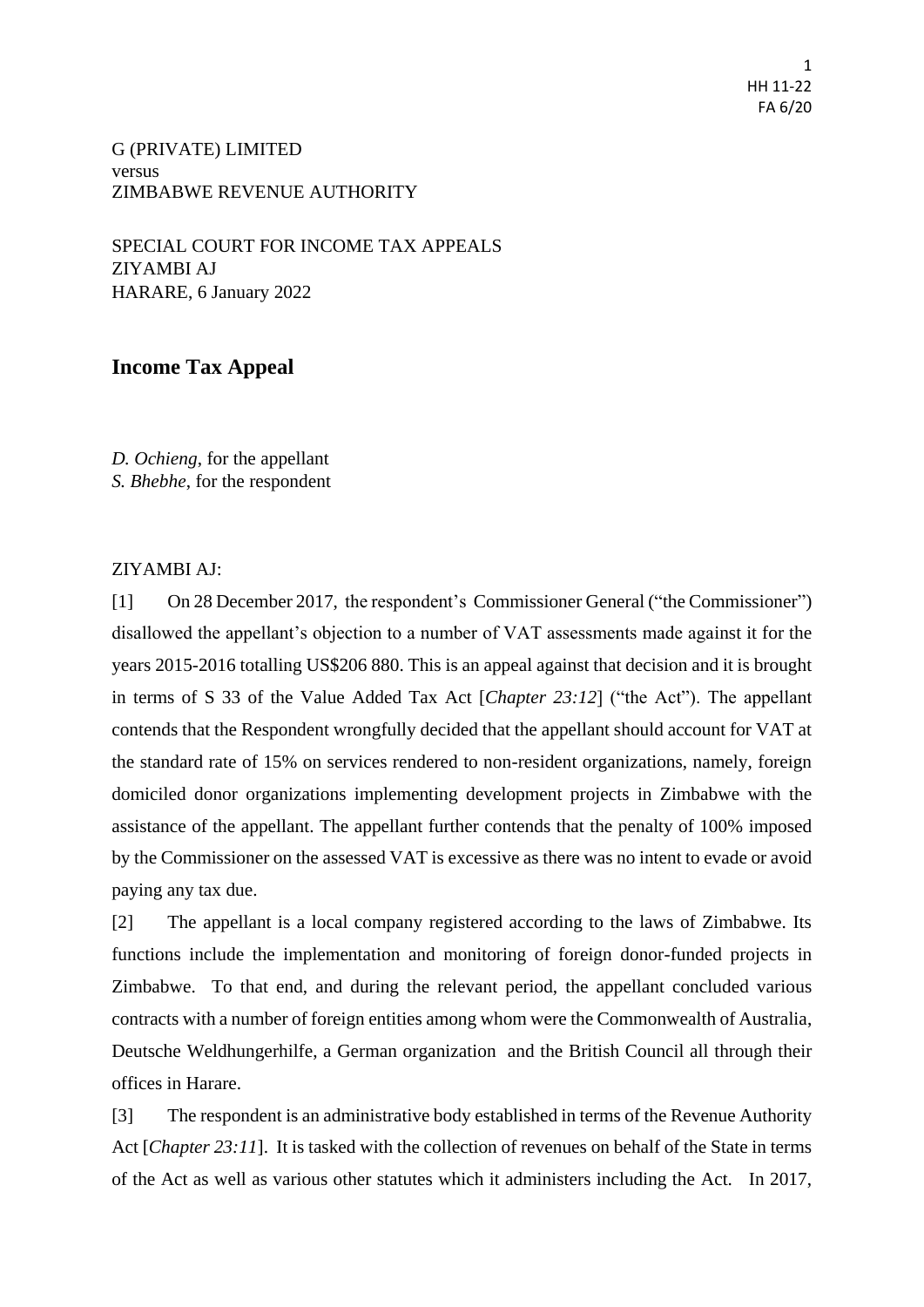G (PRIVATE) LIMITED
versus
ZIMBABWE REVENUE AUTHORITY

SPECIAL COURT FOR INCOME TAX APPEALS
ZIYAMBI AJ
HARARE, 6 January 2022

## Income Tax Appeal

*D. Ochieng*, for the appellant
*S. Bhebhe*, for the respondent

ZIYAMBI AJ:

[1] On 28 December 2017, the respondent's Commissioner General ("the Commissioner") disallowed the appellant's objection to a number of VAT assessments made against it for the years 2015-2016 totalling US$206 880. This is an appeal against that decision and it is brought in terms of S 33 of the Value Added Tax Act [*Chapter 23:12*] ("the Act"). The appellant contends that the Respondent wrongfully decided that the appellant should account for VAT at the standard rate of 15% on services rendered to non-resident organizations, namely, foreign domiciled donor organizations implementing development projects in Zimbabwe with the assistance of the appellant. The appellant further contends that the penalty of 100% imposed by the Commissioner on the assessed VAT is excessive as there was no intent to evade or avoid paying any tax due.

[2] The appellant is a local company registered according to the laws of Zimbabwe. Its functions include the implementation and monitoring of foreign donor-funded projects in Zimbabwe. To that end, and during the relevant period, the appellant concluded various contracts with a number of foreign entities among whom were the Commonwealth of Australia, Deutsche Weldhungerhilfe, a German organization and the British Council all through their offices in Harare.

[3] The respondent is an administrative body established in terms of the Revenue Authority Act [*Chapter 23:11*]. It is tasked with the collection of revenues on behalf of the State in terms of the Act as well as various other statutes which it administers including the Act. In 2017,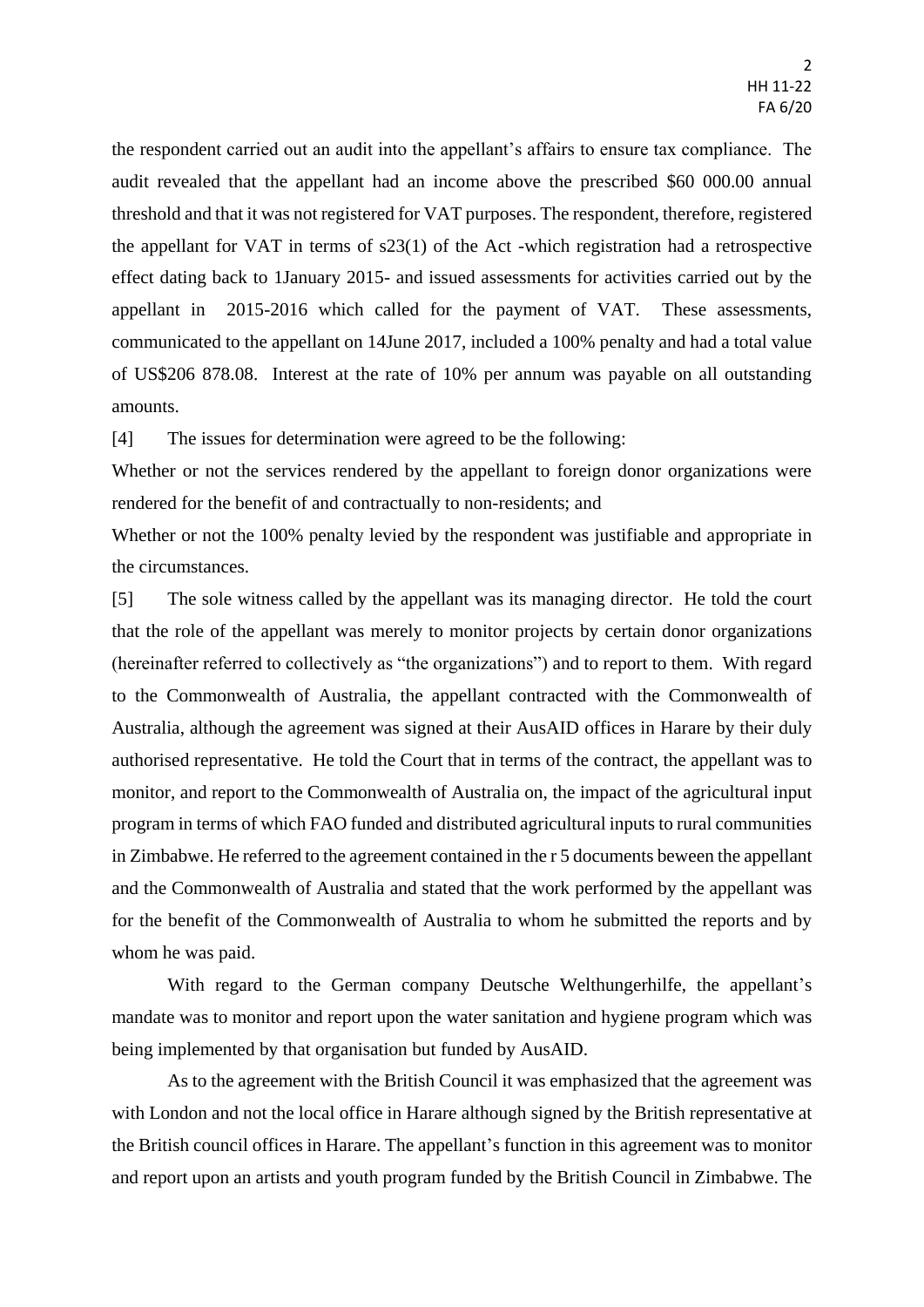the respondent carried out an audit into the appellant's affairs to ensure tax compliance. The audit revealed that the appellant had an income above the prescribed $60 000.00 annual threshold and that it was not registered for VAT purposes. The respondent, therefore, registered the appellant for VAT in terms of s23(1) of the Act -which registration had a retrospective effect dating back to 1January 2015- and issued assessments for activities carried out by the appellant in 2015-2016 which called for the payment of VAT. These assessments, communicated to the appellant on 14June 2017, included a 100% penalty and had a total value of US$206 878.08. Interest at the rate of 10% per annum was payable on all outstanding amounts.

[4] The issues for determination were agreed to be the following:

Whether or not the services rendered by the appellant to foreign donor organizations were rendered for the benefit of and contractually to non-residents; and

Whether or not the 100% penalty levied by the respondent was justifiable and appropriate in the circumstances.

[5] The sole witness called by the appellant was its managing director. He told the court that the role of the appellant was merely to monitor projects by certain donor organizations (hereinafter referred to collectively as "the organizations") and to report to them. With regard to the Commonwealth of Australia, the appellant contracted with the Commonwealth of Australia, although the agreement was signed at their AusAID offices in Harare by their duly authorised representative. He told the Court that in terms of the contract, the appellant was to monitor, and report to the Commonwealth of Australia on, the impact of the agricultural input program in terms of which FAO funded and distributed agricultural inputs to rural communities in Zimbabwe. He referred to the agreement contained in the r 5 documents beween the appellant and the Commonwealth of Australia and stated that the work performed by the appellant was for the benefit of the Commonwealth of Australia to whom he submitted the reports and by whom he was paid.

With regard to the German company Deutsche Welthungerhilfe, the appellant's mandate was to monitor and report upon the water sanitation and hygiene program which was being implemented by that organisation but funded by AusAID.

As to the agreement with the British Council it was emphasized that the agreement was with London and not the local office in Harare although signed by the British representative at the British council offices in Harare. The appellant's function in this agreement was to monitor and report upon an artists and youth program funded by the British Council in Zimbabwe. The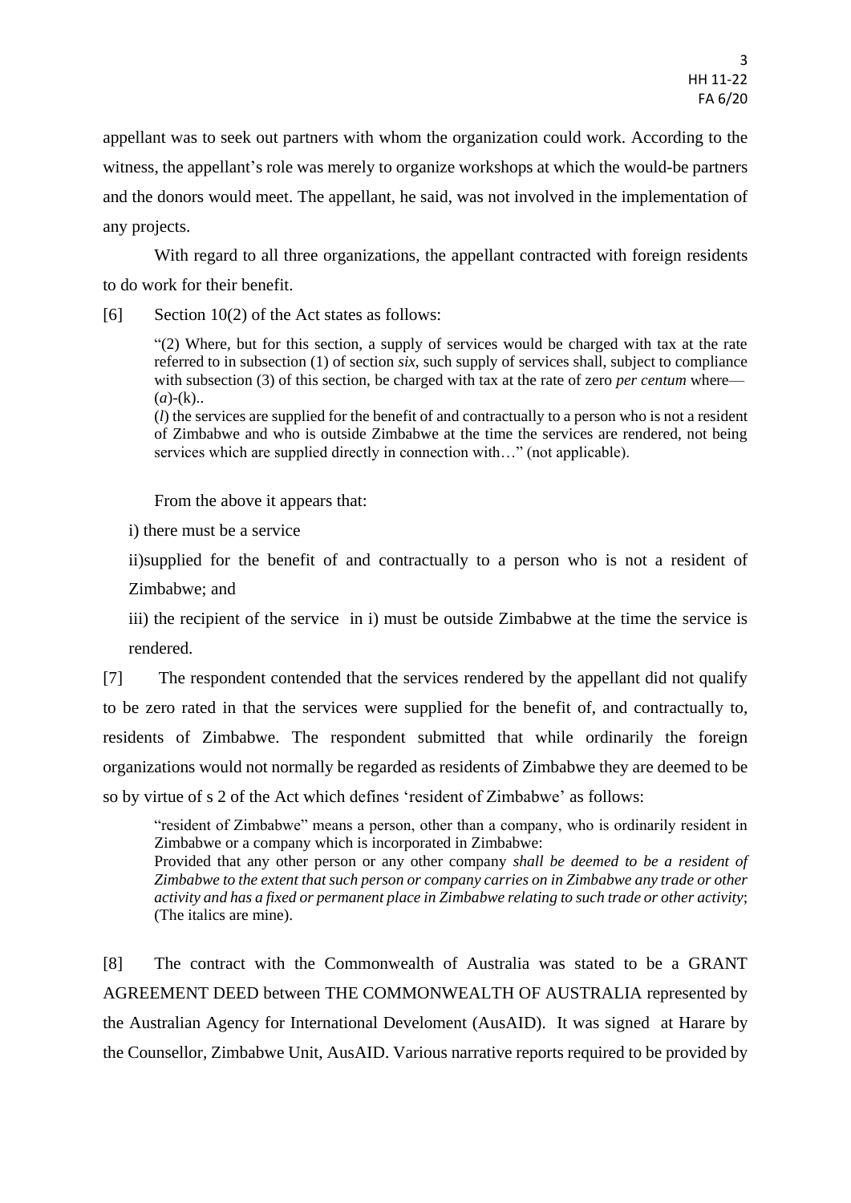appellant was to seek out partners with whom the organization could work. According to the witness, the appellant's role was merely to organize workshops at which the would-be partners and the donors would meet. The appellant, he said, was not involved in the implementation of any projects.

With regard to all three organizations, the appellant contracted with foreign residents to do work for their benefit.

[6] Section 10(2) of the Act states as follows:

> "(2) Where, but for this section, a supply of services would be charged with tax at the rate referred to in subsection (1) of section *six*, such supply of services shall, subject to compliance with subsection (3) of this section, be charged with tax at the rate of zero *per centum* where—
> (*a*)-(k)..
> (*l*) the services are supplied for the benefit of and contractually to a person who is not a resident of Zimbabwe and who is outside Zimbabwe at the time the services are rendered, not being services which are supplied directly in connection with…" (not applicable).

From the above it appears that:

i) there must be a service

ii)supplied for the benefit of and contractually to a person who is not a resident of Zimbabwe; and

iii) the recipient of the service in i) must be outside Zimbabwe at the time the service is rendered.

[7] The respondent contended that the services rendered by the appellant did not qualify to be zero rated in that the services were supplied for the benefit of, and contractually to, residents of Zimbabwe. The respondent submitted that while ordinarily the foreign organizations would not normally be regarded as residents of Zimbabwe they are deemed to be so by virtue of s 2 of the Act which defines 'resident of Zimbabwe' as follows:

> "resident of Zimbabwe" means a person, other than a company, who is ordinarily resident in Zimbabwe or a company which is incorporated in Zimbabwe:
> Provided that any other person or any other company *shall be deemed to be a resident of Zimbabwe to the extent that such person or company carries on in Zimbabwe any trade or other activity and has a fixed or permanent place in Zimbabwe relating to such trade or other activity*; (The italics are mine).

[8] The contract with the Commonwealth of Australia was stated to be a GRANT AGREEMENT DEED between THE COMMONWEALTH OF AUSTRALIA represented by the Australian Agency for International Develoment (AusAID). It was signed at Harare by the Counsellor, Zimbabwe Unit, AusAID. Various narrative reports required to be provided by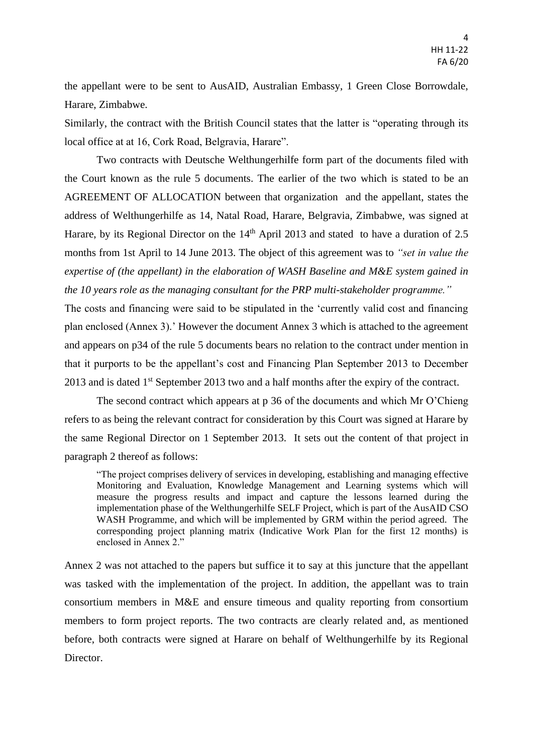the appellant were to be sent to AusAID, Australian Embassy, 1 Green Close Borrowdale, Harare, Zimbabwe.

Similarly, the contract with the British Council states that the latter is "operating through its local office at at 16, Cork Road, Belgravia, Harare".

Two contracts with Deutsche Welthungerhilfe form part of the documents filed with the Court known as the rule 5 documents. The earlier of the two which is stated to be an AGREEMENT OF ALLOCATION between that organization and the appellant, states the address of Welthungerhilfe as 14, Natal Road, Harare, Belgravia, Zimbabwe, was signed at Harare, by its Regional Director on the 14th April 2013 and stated to have a duration of 2.5 months from 1st April to 14 June 2013. The object of this agreement was to *"set in value the expertise of (the appellant) in the elaboration of WASH Baseline and M&E system gained in the 10 years role as the managing consultant for the PRP multi-stakeholder programme."*

The costs and financing were said to be stipulated in the 'currently valid cost and financing plan enclosed (Annex 3).' However the document Annex 3 which is attached to the agreement and appears on p34 of the rule 5 documents bears no relation to the contract under mention in that it purports to be the appellant's cost and Financing Plan September 2013 to December 2013 and is dated 1st September 2013 two and a half months after the expiry of the contract.

The second contract which appears at p 36 of the documents and which Mr O'Chieng refers to as being the relevant contract for consideration by this Court was signed at Harare by the same Regional Director on 1 September 2013. It sets out the content of that project in paragraph 2 thereof as follows:

> "The project comprises delivery of services in developing, establishing and managing effective Monitoring and Evaluation, Knowledge Management and Learning systems which will measure the progress results and impact and capture the lessons learned during the implementation phase of the Welthungerhilfe SELF Project, which is part of the AusAID CSO WASH Programme, and which will be implemented by GRM within the period agreed. The corresponding project planning matrix (Indicative Work Plan for the first 12 months) is enclosed in Annex 2."

Annex 2 was not attached to the papers but suffice it to say at this juncture that the appellant was tasked with the implementation of the project. In addition, the appellant was to train consortium members in M&E and ensure timeous and quality reporting from consortium members to form project reports. The two contracts are clearly related and, as mentioned before, both contracts were signed at Harare on behalf of Welthungerhilfe by its Regional Director.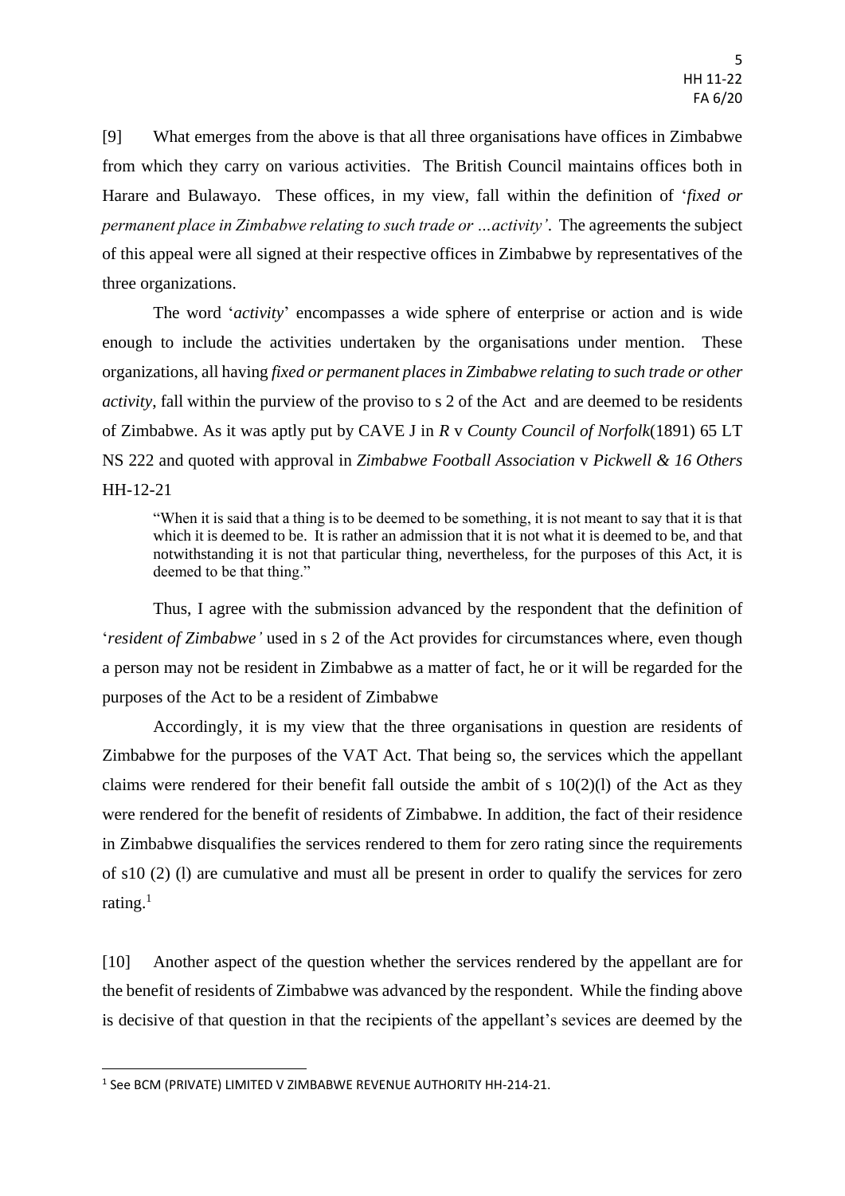[9] What emerges from the above is that all three organisations have offices in Zimbabwe from which they carry on various activities. The British Council maintains offices both in Harare and Bulawayo. These offices, in my view, fall within the definition of '*fixed or permanent place in Zimbabwe relating to such trade or …activity'*. The agreements the subject of this appeal were all signed at their respective offices in Zimbabwe by representatives of the three organizations.

The word '*activity*' encompasses a wide sphere of enterprise or action and is wide enough to include the activities undertaken by the organisations under mention. These organizations, all having *fixed or permanent places in Zimbabwe relating to such trade or other activity*, fall within the purview of the proviso to s 2 of the Act and are deemed to be residents of Zimbabwe. As it was aptly put by CAVE J in *R* v *County Council of Norfolk*(1891) 65 LT NS 222 and quoted with approval in *Zimbabwe Football Association* v *Pickwell & 16 Others* HH-12-21

> "When it is said that a thing is to be deemed to be something, it is not meant to say that it is that which it is deemed to be. It is rather an admission that it is not what it is deemed to be, and that notwithstanding it is not that particular thing, nevertheless, for the purposes of this Act, it is deemed to be that thing."

Thus, I agree with the submission advanced by the respondent that the definition of '*resident of Zimbabwe'* used in s 2 of the Act provides for circumstances where, even though a person may not be resident in Zimbabwe as a matter of fact, he or it will be regarded for the purposes of the Act to be a resident of Zimbabwe

Accordingly, it is my view that the three organisations in question are residents of Zimbabwe for the purposes of the VAT Act. That being so, the services which the appellant claims were rendered for their benefit fall outside the ambit of s 10(2)(l) of the Act as they were rendered for the benefit of residents of Zimbabwe. In addition, the fact of their residence in Zimbabwe disqualifies the services rendered to them for zero rating since the requirements of s10 (2) (l) are cumulative and must all be present in order to qualify the services for zero rating.[1]

[10] Another aspect of the question whether the services rendered by the appellant are for the benefit of residents of Zimbabwe was advanced by the respondent. While the finding above is decisive of that question in that the recipients of the appellant's sevices are deemed by the

[1] See BCM (PRIVATE) LIMITED V ZIMBABWE REVENUE AUTHORITY HH-214-21.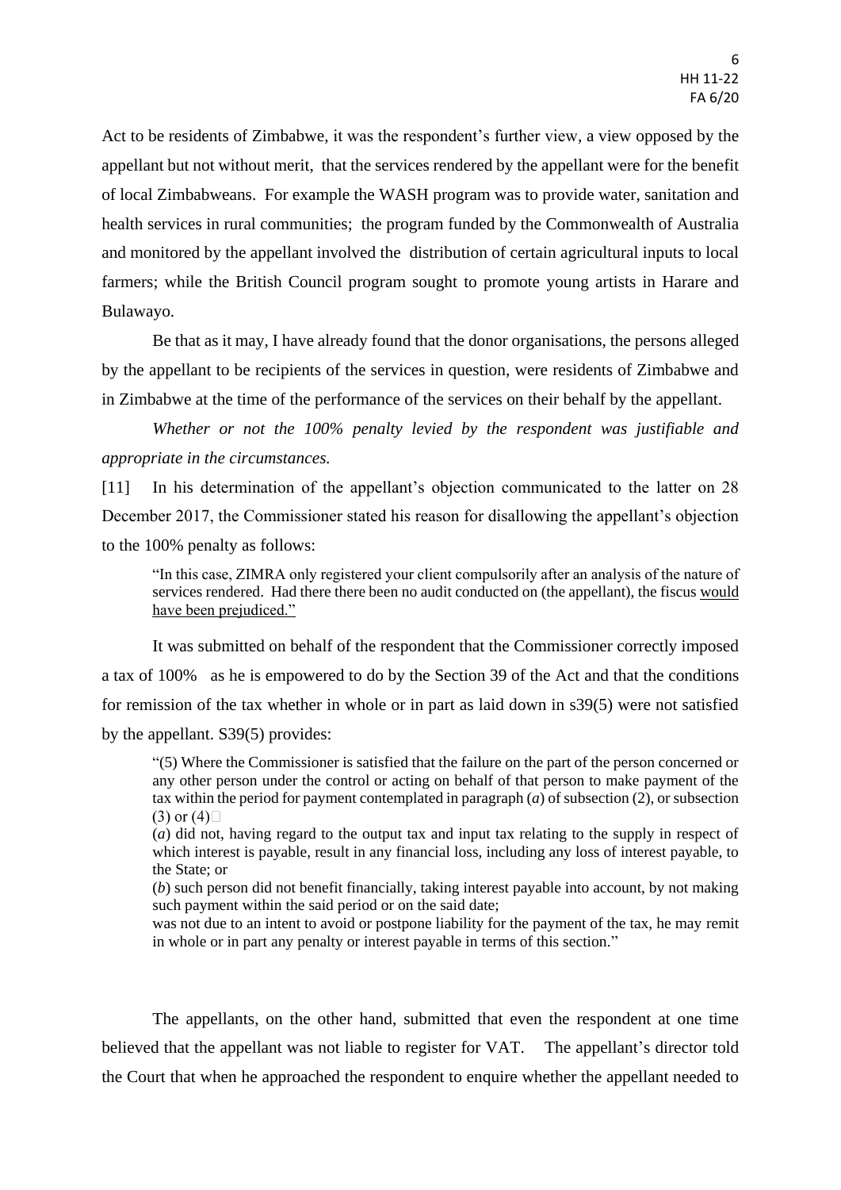Act to be residents of Zimbabwe, it was the respondent's further view, a view opposed by the appellant but not without merit, that the services rendered by the appellant were for the benefit of local Zimbabweans. For example the WASH program was to provide water, sanitation and health services in rural communities; the program funded by the Commonwealth of Australia and monitored by the appellant involved the distribution of certain agricultural inputs to local farmers; while the British Council program sought to promote young artists in Harare and Bulawayo.

Be that as it may, I have already found that the donor organisations, the persons alleged by the appellant to be recipients of the services in question, were residents of Zimbabwe and in Zimbabwe at the time of the performance of the services on their behalf by the appellant.

*Whether or not the 100% penalty levied by the respondent was justifiable and appropriate in the circumstances.*

[11] In his determination of the appellant's objection communicated to the latter on 28 December 2017, the Commissioner stated his reason for disallowing the appellant's objection to the 100% penalty as follows:

> "In this case, ZIMRA only registered your client compulsorily after an analysis of the nature of services rendered. Had there there been no audit conducted on (the appellant), the fiscus <u>would have been prejudiced.</u>"

It was submitted on behalf of the respondent that the Commissioner correctly imposed a tax of 100% as he is empowered to do by the Section 39 of the Act and that the conditions for remission of the tax whether in whole or in part as laid down in s39(5) were not satisfied by the appellant. S39(5) provides:

> "(5) Where the Commissioner is satisfied that the failure on the part of the person concerned or any other person under the control or acting on behalf of that person to make payment of the tax within the period for payment contemplated in paragraph (*a*) of subsection (2), or subsection (3) or (4)
>
> (*a*) did not, having regard to the output tax and input tax relating to the supply in respect of which interest is payable, result in any financial loss, including any loss of interest payable, to the State; or
>
> (*b*) such person did not benefit financially, taking interest payable into account, by not making such payment within the said period or on the said date;
>
> was not due to an intent to avoid or postpone liability for the payment of the tax, he may remit in whole or in part any penalty or interest payable in terms of this section."

The appellants, on the other hand, submitted that even the respondent at one time believed that the appellant was not liable to register for VAT. The appellant's director told the Court that when he approached the respondent to enquire whether the appellant needed to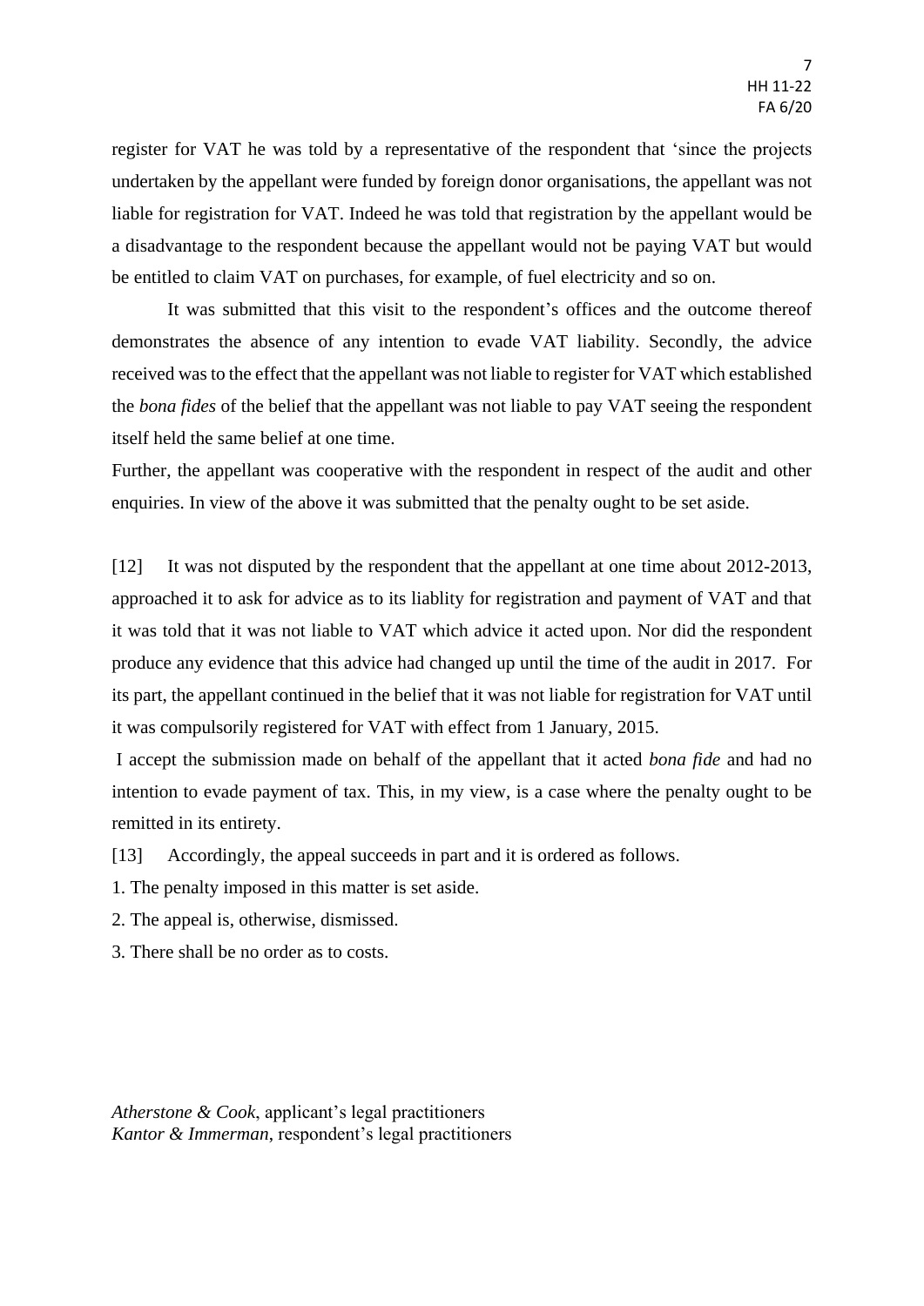register for VAT he was told by a representative of the respondent that 'since the projects undertaken by the appellant were funded by foreign donor organisations, the appellant was not liable for registration for VAT. Indeed he was told that registration by the appellant would be a disadvantage to the respondent because the appellant would not be paying VAT but would be entitled to claim VAT on purchases, for example, of fuel electricity and so on.

It was submitted that this visit to the respondent's offices and the outcome thereof demonstrates the absence of any intention to evade VAT liability. Secondly, the advice received was to the effect that the appellant was not liable to register for VAT which established the *bona fides* of the belief that the appellant was not liable to pay VAT seeing the respondent itself held the same belief at one time.

Further, the appellant was cooperative with the respondent in respect of the audit and other enquiries. In view of the above it was submitted that the penalty ought to be set aside.

[12] It was not disputed by the respondent that the appellant at one time about 2012-2013, approached it to ask for advice as to its liablity for registration and payment of VAT and that it was told that it was not liable to VAT which advice it acted upon. Nor did the respondent produce any evidence that this advice had changed up until the time of the audit in 2017. For its part, the appellant continued in the belief that it was not liable for registration for VAT until it was compulsorily registered for VAT with effect from 1 January, 2015.

I accept the submission made on behalf of the appellant that it acted *bona fide* and had no intention to evade payment of tax. This, in my view, is a case where the penalty ought to be remitted in its entirety.

[13] Accordingly, the appeal succeeds in part and it is ordered as follows.

1. The penalty imposed in this matter is set aside.
2. The appeal is, otherwise, dismissed.
3. There shall be no order as to costs.

*Atherstone & Cook*, applicant's legal practitioners
*Kantor & Immerman*, respondent's legal practitioners